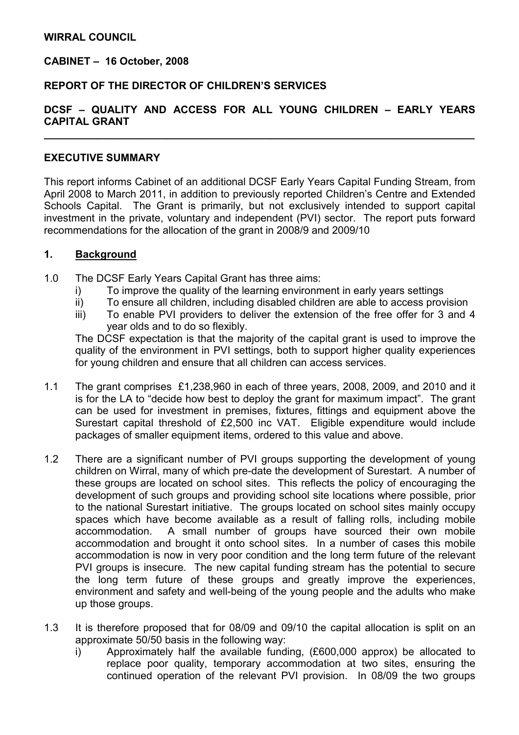**WIRRAL COUNCIL**

**CABINET – 16 October, 2008**

**REPORT OF THE DIRECTOR OF CHILDREN'S SERVICES**

**DCSF – QUALITY AND ACCESS FOR ALL YOUNG CHILDREN – EARLY YEARS CAPITAL GRANT**

---

**EXECUTIVE SUMMARY**

This report informs Cabinet of an additional DCSF Early Years Capital Funding Stream, from April 2008 to March 2011, in addition to previously reported Children's Centre and Extended Schools Capital. The Grant is primarily, but not exclusively intended to support capital investment in the private, voluntary and independent (PVI) sector. The report puts forward recommendations for the allocation of the grant in 2008/9 and 2009/10

## 1. Background

1.0 The DCSF Early Years Capital Grant has three aims:

i) To improve the quality of the learning environment in early years settings
ii) To ensure all children, including disabled children are able to access provision
iii) To enable PVI providers to deliver the extension of the free offer for 3 and 4 year olds and to do so flexibly.

The DCSF expectation is that the majority of the capital grant is used to improve the quality of the environment in PVI settings, both to support higher quality experiences for young children and ensure that all children can access services.

1.1 The grant comprises £1,238,960 in each of three years, 2008, 2009, and 2010 and it is for the LA to "decide how best to deploy the grant for maximum impact". The grant can be used for investment in premises, fixtures, fittings and equipment above the Surestart capital threshold of £2,500 inc VAT. Eligible expenditure would include packages of smaller equipment items, ordered to this value and above.

1.2 There are a significant number of PVI groups supporting the development of young children on Wirral, many of which pre-date the development of Surestart. A number of these groups are located on school sites. This reflects the policy of encouraging the development of such groups and providing school site locations where possible, prior to the national Surestart initiative. The groups located on school sites mainly occupy spaces which have become available as a result of falling rolls, including mobile accommodation. A small number of groups have sourced their own mobile accommodation and brought it onto school sites. In a number of cases this mobile accommodation is now in very poor condition and the long term future of the relevant PVI groups is insecure. The new capital funding stream has the potential to secure the long term future of these groups and greatly improve the experiences, environment and safety and well-being of the young people and the adults who make up those groups.

1.3 It is therefore proposed that for 08/09 and 09/10 the capital allocation is split on an approximate 50/50 basis in the following way:

i) Approximately half the available funding, (£600,000 approx) be allocated to replace poor quality, temporary accommodation at two sites, ensuring the continued operation of the relevant PVI provision. In 08/09 the two groups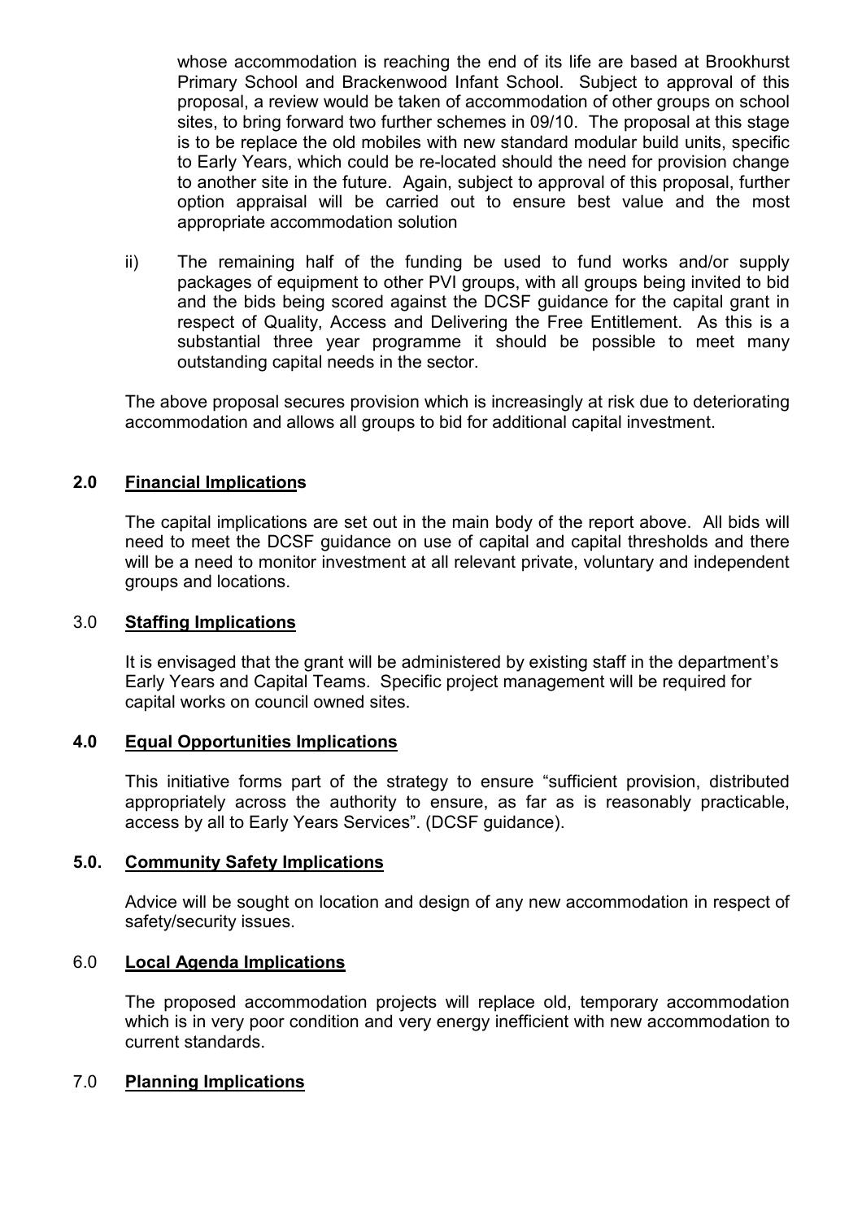whose accommodation is reaching the end of its life are based at Brookhurst Primary School and Brackenwood Infant School. Subject to approval of this proposal, a review would be taken of accommodation of other groups on school sites, to bring forward two further schemes in 09/10. The proposal at this stage is to be replace the old mobiles with new standard modular build units, specific to Early Years, which could be re-located should the need for provision change to another site in the future. Again, subject to approval of this proposal, further option appraisal will be carried out to ensure best value and the most appropriate accommodation solution

ii) The remaining half of the funding be used to fund works and/or supply packages of equipment to other PVI groups, with all groups being invited to bid and the bids being scored against the DCSF guidance for the capital grant in respect of Quality, Access and Delivering the Free Entitlement. As this is a substantial three year programme it should be possible to meet many outstanding capital needs in the sector.

The above proposal secures provision which is increasingly at risk due to deteriorating accommodation and allows all groups to bid for additional capital investment.

## 2.0 Financial Implications

The capital implications are set out in the main body of the report above. All bids will need to meet the DCSF guidance on use of capital and capital thresholds and there will be a need to monitor investment at all relevant private, voluntary and independent groups and locations.

## 3.0 Staffing Implications

It is envisaged that the grant will be administered by existing staff in the department's Early Years and Capital Teams. Specific project management will be required for capital works on council owned sites.

## 4.0 Equal Opportunities Implications

This initiative forms part of the strategy to ensure "sufficient provision, distributed appropriately across the authority to ensure, as far as is reasonably practicable, access by all to Early Years Services". (DCSF guidance).

## 5.0. Community Safety Implications

Advice will be sought on location and design of any new accommodation in respect of safety/security issues.

## 6.0 Local Agenda Implications

The proposed accommodation projects will replace old, temporary accommodation which is in very poor condition and very energy inefficient with new accommodation to current standards.

## 7.0 Planning Implications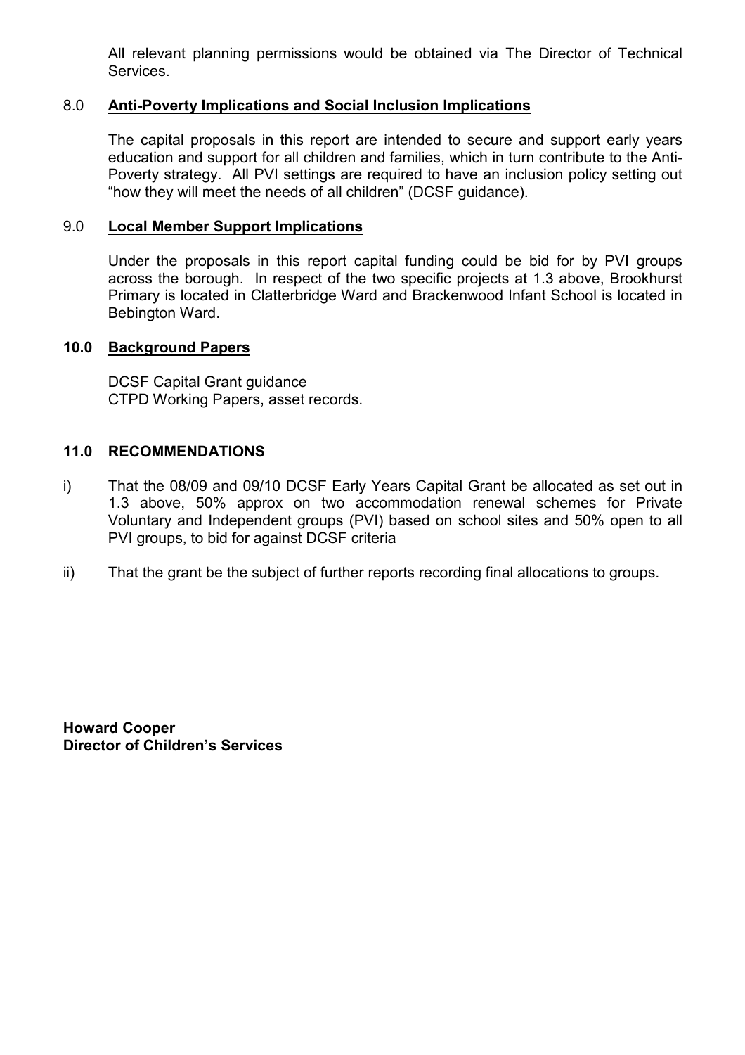All relevant planning permissions would be obtained via The Director of Technical Services.

## 8.0 Anti-Poverty Implications and Social Inclusion Implications

The capital proposals in this report are intended to secure and support early years education and support for all children and families, which in turn contribute to the Anti-Poverty strategy. All PVI settings are required to have an inclusion policy setting out "how they will meet the needs of all children" (DCSF guidance).

## 9.0 Local Member Support Implications

Under the proposals in this report capital funding could be bid for by PVI groups across the borough. In respect of the two specific projects at 1.3 above, Brookhurst Primary is located in Clatterbridge Ward and Brackenwood Infant School is located in Bebington Ward.

## 10.0 Background Papers

DCSF Capital Grant guidance
CTPD Working Papers, asset records.

## 11.0 RECOMMENDATIONS

i) That the 08/09 and 09/10 DCSF Early Years Capital Grant be allocated as set out in 1.3 above, 50% approx on two accommodation renewal schemes for Private Voluntary and Independent groups (PVI) based on school sites and 50% open to all PVI groups, to bid for against DCSF criteria

ii) That the grant be the subject of further reports recording final allocations to groups.

**Howard Cooper**
**Director of Children's Services**